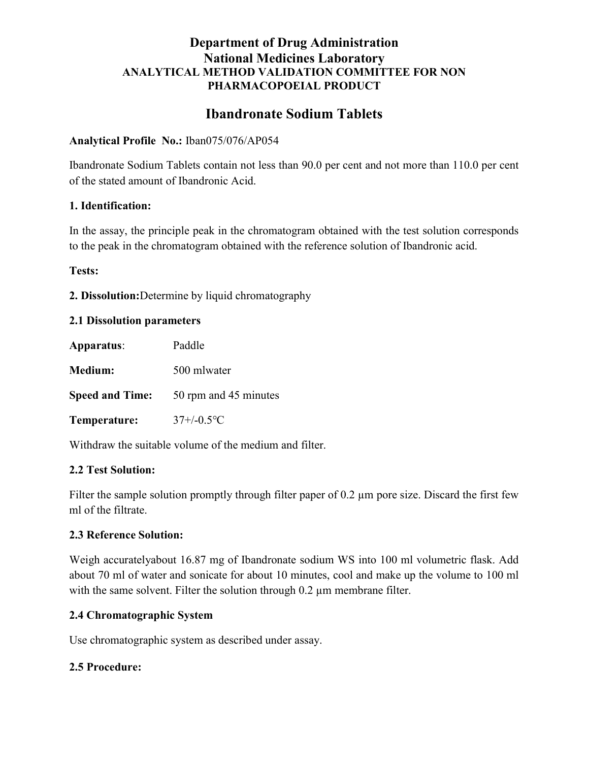# Department of Drug Administration
# National Medicines Laboratory
## ANALYTICAL METHOD VALIDATION COMMITTEE FOR NON PHARMACOPOEIAL PRODUCT

## Ibandronate Sodium Tablets

**Analytical Profile No.:** Iban075/076/AP054

Ibandronate Sodium Tablets contain not less than 90.0 per cent and not more than 110.0 per cent of the stated amount of Ibandronic Acid.

**1. Identification:**

In the assay, the principle peak in the chromatogram obtained with the test solution corresponds to the peak in the chromatogram obtained with the reference solution of Ibandronic acid.

**Tests:**

**2. Dissolution:** Determine by liquid chromatography

**2.1 Dissolution parameters**

**Apparatus**: Paddle

**Medium:** 500 mlwater

**Speed and Time:** 50 rpm and 45 minutes

**Temperature:** 37+/-0.5°C

Withdraw the suitable volume of the medium and filter.

**2.2 Test Solution:**

Filter the sample solution promptly through filter paper of 0.2 µm pore size. Discard the first few ml of the filtrate.

**2.3 Reference Solution:**

Weigh accuratelyabout 16.87 mg of Ibandronate sodium WS into 100 ml volumetric flask. Add about 70 ml of water and sonicate for about 10 minutes, cool and make up the volume to 100 ml with the same solvent. Filter the solution through 0.2 µm membrane filter.

**2.4 Chromatographic System**

Use chromatographic system as described under assay.

**2.5 Procedure:**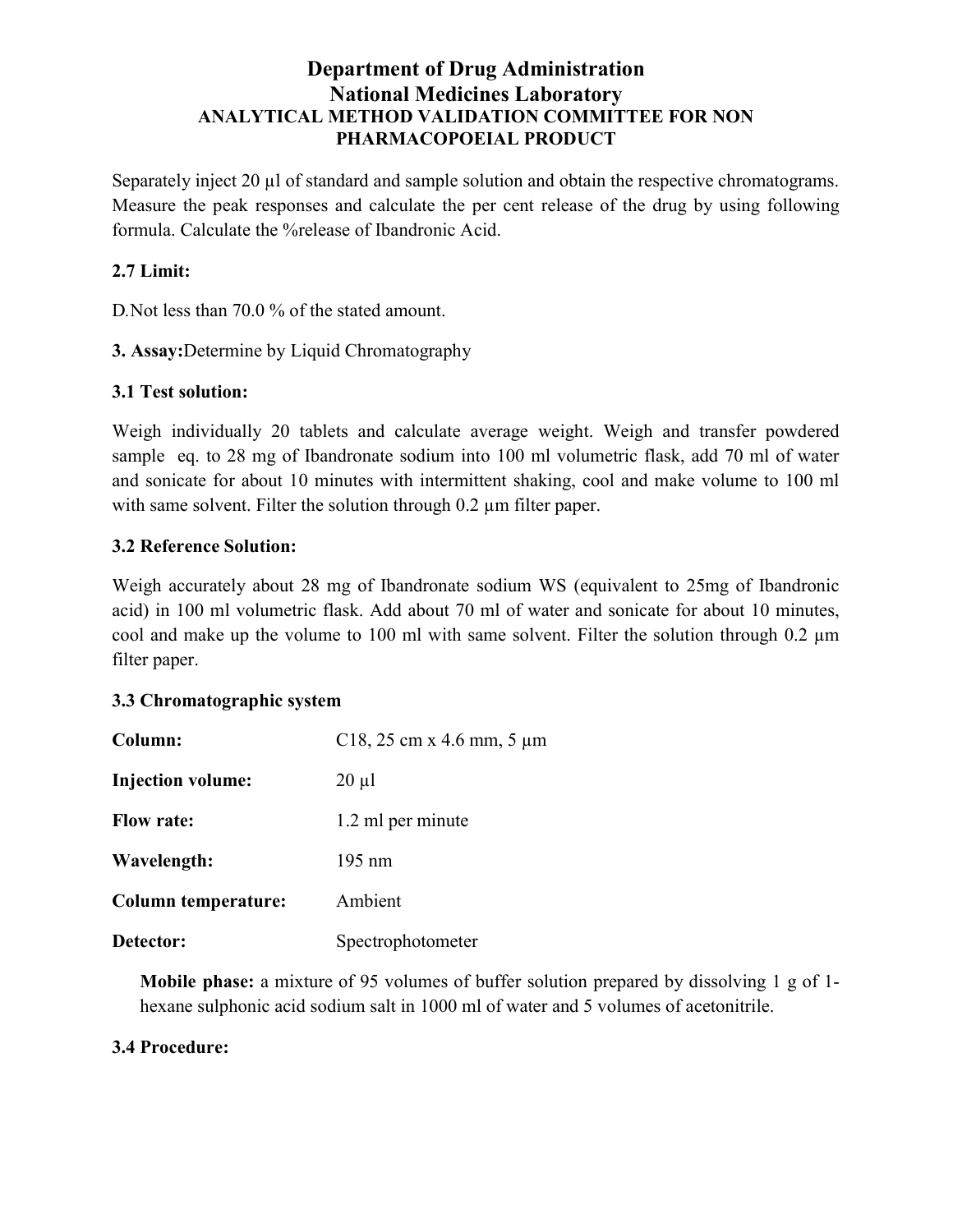# Department of Drug Administration
# National Medicines Laboratory
## ANALYTICAL METHOD VALIDATION COMMITTEE FOR NON PHARMACOPOEIAL PRODUCT

Separately inject 20 µl of standard and sample solution and obtain the respective chromatograms. Measure the peak responses and calculate the per cent release of the drug by using following formula. Calculate the %release of Ibandronic Acid.

**2.7 Limit:**

D.Not less than 70.0 % of the stated amount.

**3. Assay:**Determine by Liquid Chromatography

**3.1 Test solution:**

Weigh individually 20 tablets and calculate average weight. Weigh and transfer powdered sample eq. to 28 mg of Ibandronate sodium into 100 ml volumetric flask, add 70 ml of water and sonicate for about 10 minutes with intermittent shaking, cool and make volume to 100 ml with same solvent. Filter the solution through 0.2 µm filter paper.

**3.2 Reference Solution:**

Weigh accurately about 28 mg of Ibandronate sodium WS (equivalent to 25mg of Ibandronic acid) in 100 ml volumetric flask. Add about 70 ml of water and sonicate for about 10 minutes, cool and make up the volume to 100 ml with same solvent. Filter the solution through 0.2 µm filter paper.

**3.3 Chromatographic system**

| | |
|---|---|
| **Column:** | C18, 25 cm x 4.6 mm, 5 µm |
| **Injection volume:** | 20 µl |
| **Flow rate:** | 1.2 ml per minute |
| **Wavelength:** | 195 nm |
| **Column temperature:** | Ambient |
| **Detector:** | Spectrophotometer |

**Mobile phase:** a mixture of 95 volumes of buffer solution prepared by dissolving 1 g of 1-hexane sulphonic acid sodium salt in 1000 ml of water and 5 volumes of acetonitrile.

**3.4 Procedure:**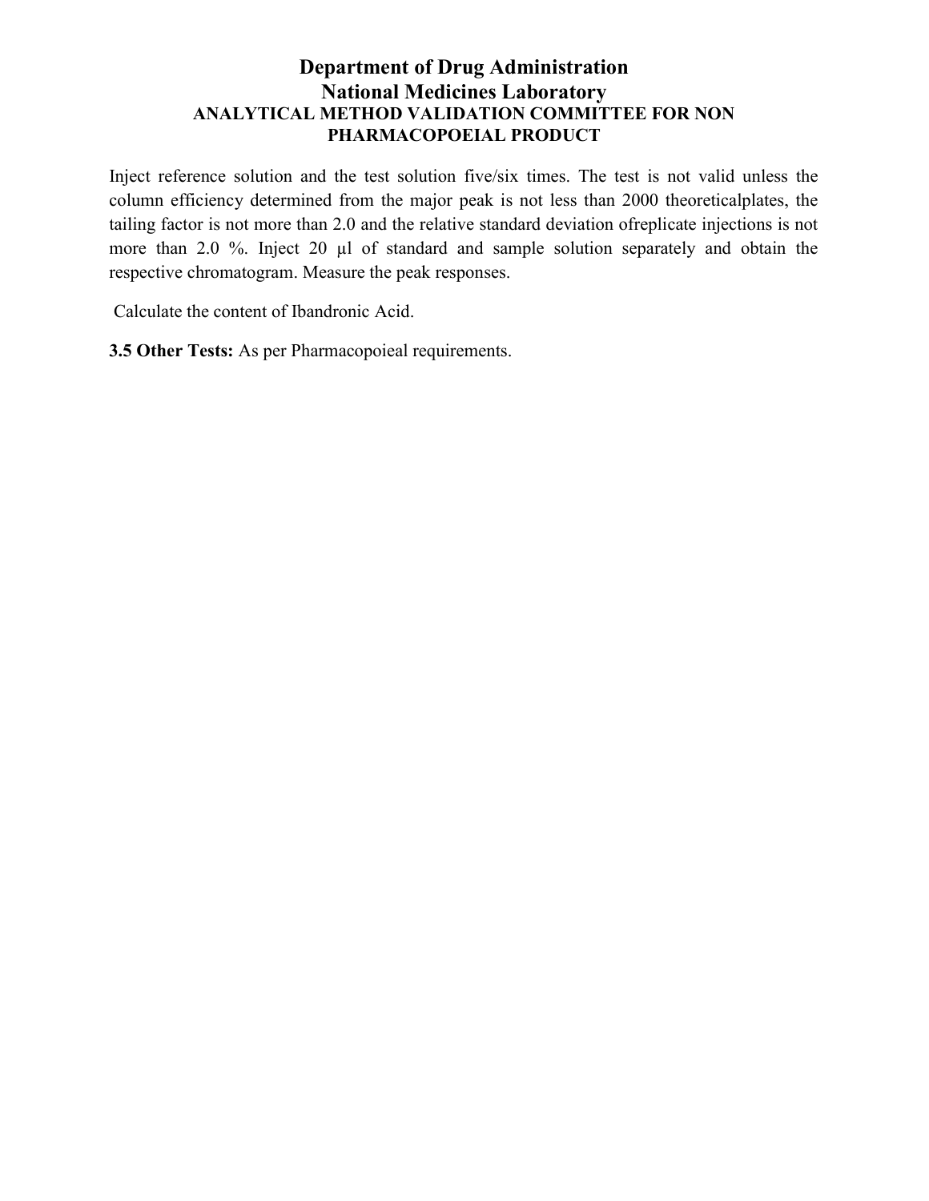Inject reference solution and the test solution five/six times. The test is not valid unless the column efficiency determined from the major peak is not less than 2000 theoreticalplates, the tailing factor is not more than 2.0 and the relative standard deviation ofreplicate injections is not more than 2.0 %. Inject 20 µl of standard and sample solution separately and obtain the respective chromatogram. Measure the peak responses.

Calculate the content of Ibandronic Acid.

**3.5 Other Tests:** As per Pharmacopoieal requirements.